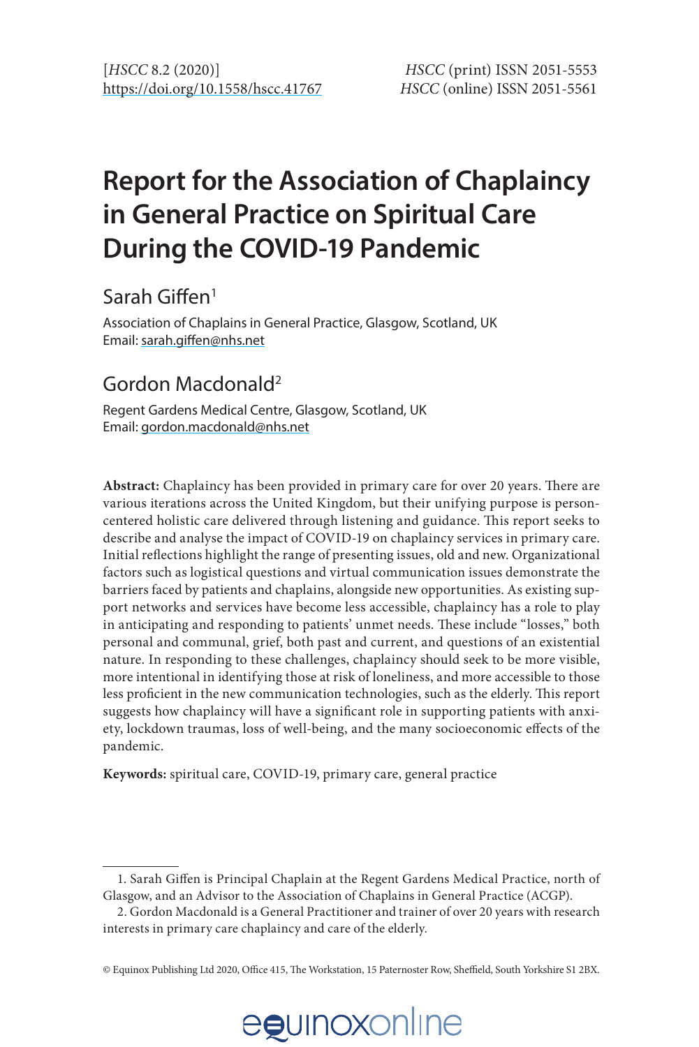# Report for the Association of Chaplaincy in General Practice on Spiritual Care During the COVID-19 Pandemic

## Sarah Giffen[1]

Association of Chaplains in General Practice, Glasgow, Scotland, UK
Email: sarah.giffen@nhs.net

## Gordon Macdonald[2]

Regent Gardens Medical Centre, Glasgow, Scotland, UK
Email: gordon.macdonald@nhs.net

**Abstract:** Chaplaincy has been provided in primary care for over 20 years. There are various iterations across the United Kingdom, but their unifying purpose is person-centered holistic care delivered through listening and guidance. This report seeks to describe and analyse the impact of COVID-19 on chaplaincy services in primary care. Initial reflections highlight the range of presenting issues, old and new. Organizational factors such as logistical questions and virtual communication issues demonstrate the barriers faced by patients and chaplains, alongside new opportunities. As existing support networks and services have become less accessible, chaplaincy has a role to play in anticipating and responding to patients' unmet needs. These include "losses," both personal and communal, grief, both past and current, and questions of an existential nature. In responding to these challenges, chaplaincy should seek to be more visible, more intentional in identifying those at risk of loneliness, and more accessible to those less proficient in the new communication technologies, such as the elderly. This report suggests how chaplaincy will have a significant role in supporting patients with anxiety, lockdown traumas, loss of well-being, and the many socioeconomic effects of the pandemic.

**Keywords:** spiritual care, COVID-19, primary care, general practice

---

1. Sarah Giffen is Principal Chaplain at the Regent Gardens Medical Practice, north of Glasgow, and an Advisor to the Association of Chaplains in General Practice (ACGP).

2. Gordon Macdonald is a General Practitioner and trainer of over 20 years with research interests in primary care chaplaincy and care of the elderly.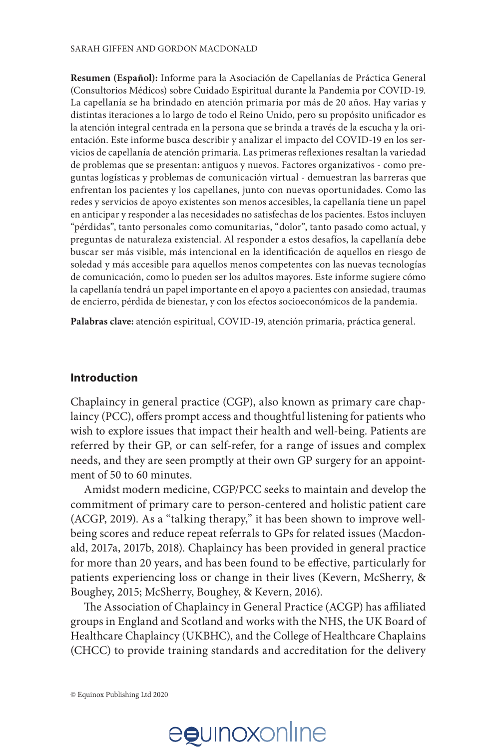**Resumen (Español):** Informe para la Asociación de Capellanías de Práctica General (Consultorios Médicos) sobre Cuidado Espiritual durante la Pandemia por COVID-19. La capellanía se ha brindado en atención primaria por más de 20 años. Hay varias y distintas iteraciones a lo largo de todo el Reino Unido, pero su propósito unificador es la atención integral centrada en la persona que se brinda a través de la escucha y la orientación. Este informe busca describir y analizar el impacto del COVID-19 en los servicios de capellanía de atención primaria. Las primeras reflexiones resaltan la variedad de problemas que se presentan: antiguos y nuevos. Factores organizativos - como preguntas logísticas y problemas de comunicación virtual - demuestran las barreras que enfrentan los pacientes y los capellanes, junto con nuevas oportunidades. Como las redes y servicios de apoyo existentes son menos accesibles, la capellanía tiene un papel en anticipar y responder a las necesidades no satisfechas de los pacientes. Estos incluyen "pérdidas", tanto personales como comunitarias, "dolor", tanto pasado como actual, y preguntas de naturaleza existencial. Al responder a estos desafíos, la capellanía debe buscar ser más visible, más intencional en la identificación de aquellos en riesgo de soledad y más accesible para aquellos menos competentes con las nuevas tecnologías de comunicación, como lo pueden ser los adultos mayores. Este informe sugiere cómo la capellanía tendrá un papel importante en el apoyo a pacientes con ansiedad, traumas de encierro, pérdida de bienestar, y con los efectos socioeconómicos de la pandemia.

**Palabras clave:** atención espiritual, COVID-19, atención primaria, práctica general.

## Introduction

Chaplaincy in general practice (CGP), also known as primary care chaplaincy (PCC), offers prompt access and thoughtful listening for patients who wish to explore issues that impact their health and well-being. Patients are referred by their GP, or can self-refer, for a range of issues and complex needs, and they are seen promptly at their own GP surgery for an appointment of 50 to 60 minutes.

Amidst modern medicine, CGP/PCC seeks to maintain and develop the commitment of primary care to person-centered and holistic patient care (ACGP, 2019). As a "talking therapy," it has been shown to improve wellbeing scores and reduce repeat referrals to GPs for related issues (Macdonald, 2017a, 2017b, 2018). Chaplaincy has been provided in general practice for more than 20 years, and has been found to be effective, particularly for patients experiencing loss or change in their lives (Kevern, McSherry, & Boughey, 2015; McSherry, Boughey, & Kevern, 2016).

The Association of Chaplaincy in General Practice (ACGP) has affiliated groups in England and Scotland and works with the NHS, the UK Board of Healthcare Chaplaincy (UKBHC), and the College of Healthcare Chaplains (CHCC) to provide training standards and accreditation for the delivery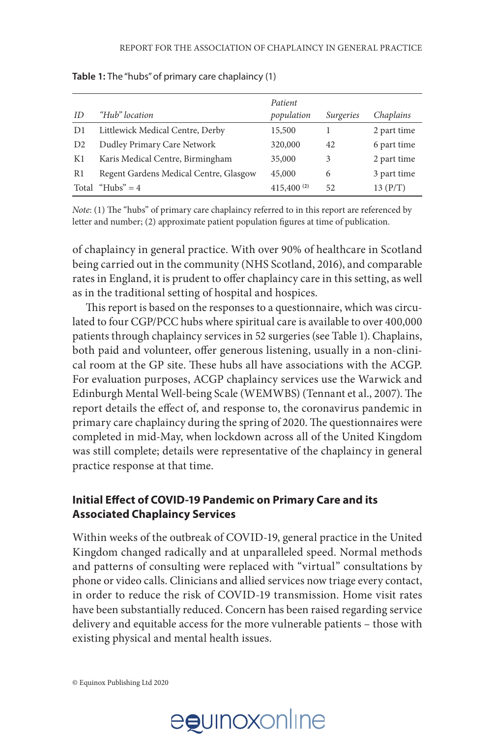**Table 1:** The "hubs" of primary care chaplaincy (1)

| *ID* | *"Hub" location* | *Patient population* | *Surgeries* | *Chaplains* |
|---|---|---|---|---|
| D1 | Littlewick Medical Centre, Derby | 15,500 | 1 | 2 part time |
| D2 | Dudley Primary Care Network | 320,000 | 42 | 6 part time |
| K1 | Karis Medical Centre, Birmingham | 35,000 | 3 | 2 part time |
| R1 | Regent Gardens Medical Centre, Glasgow | 45,000 | 6 | 3 part time |
| Total | "Hubs" = 4 | 415,400 (2) | 52 | 13 (P/T) |

*Note*: (1) The "hubs" of primary care chaplaincy referred to in this report are referenced by letter and number; (2) approximate patient population figures at time of publication.

of chaplaincy in general practice. With over 90% of healthcare in Scotland being carried out in the community (NHS Scotland, 2016), and comparable rates in England, it is prudent to offer chaplaincy care in this setting, as well as in the traditional setting of hospital and hospices.

This report is based on the responses to a questionnaire, which was circulated to four CGP/PCC hubs where spiritual care is available to over 400,000 patients through chaplaincy services in 52 surgeries (see Table 1). Chaplains, both paid and volunteer, offer generous listening, usually in a non-clinical room at the GP site. These hubs all have associations with the ACGP. For evaluation purposes, ACGP chaplaincy services use the Warwick and Edinburgh Mental Well-being Scale (WEMWBS) (Tennant et al., 2007). The report details the effect of, and response to, the coronavirus pandemic in primary care chaplaincy during the spring of 2020. The questionnaires were completed in mid-May, when lockdown across all of the United Kingdom was still complete; details were representative of the chaplaincy in general practice response at that time.

## Initial Effect of COVID-19 Pandemic on Primary Care and its Associated Chaplaincy Services

Within weeks of the outbreak of COVID-19, general practice in the United Kingdom changed radically and at unparalleled speed. Normal methods and patterns of consulting were replaced with "virtual" consultations by phone or video calls. Clinicians and allied services now triage every contact, in order to reduce the risk of COVID-19 transmission. Home visit rates have been substantially reduced. Concern has been raised regarding service delivery and equitable access for the more vulnerable patients – those with existing physical and mental health issues.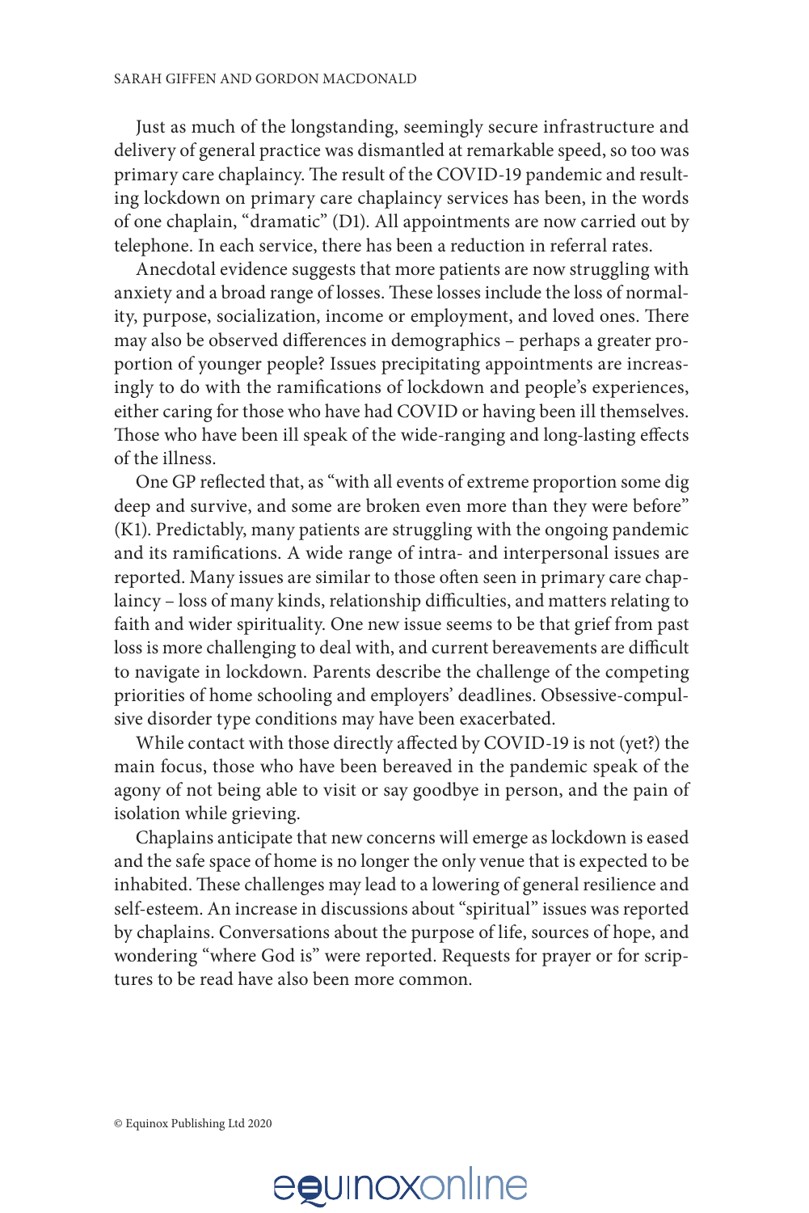Just as much of the longstanding, seemingly secure infrastructure and delivery of general practice was dismantled at remarkable speed, so too was primary care chaplaincy. The result of the COVID-19 pandemic and resulting lockdown on primary care chaplaincy services has been, in the words of one chaplain, "dramatic" (D1). All appointments are now carried out by telephone. In each service, there has been a reduction in referral rates.

Anecdotal evidence suggests that more patients are now struggling with anxiety and a broad range of losses. These losses include the loss of normality, purpose, socialization, income or employment, and loved ones. There may also be observed differences in demographics – perhaps a greater proportion of younger people? Issues precipitating appointments are increasingly to do with the ramifications of lockdown and people's experiences, either caring for those who have had COVID or having been ill themselves. Those who have been ill speak of the wide-ranging and long-lasting effects of the illness.

One GP reflected that, as "with all events of extreme proportion some dig deep and survive, and some are broken even more than they were before" (K1). Predictably, many patients are struggling with the ongoing pandemic and its ramifications. A wide range of intra- and interpersonal issues are reported. Many issues are similar to those often seen in primary care chaplaincy – loss of many kinds, relationship difficulties, and matters relating to faith and wider spirituality. One new issue seems to be that grief from past loss is more challenging to deal with, and current bereavements are difficult to navigate in lockdown. Parents describe the challenge of the competing priorities of home schooling and employers' deadlines. Obsessive-compulsive disorder type conditions may have been exacerbated.

While contact with those directly affected by COVID-19 is not (yet?) the main focus, those who have been bereaved in the pandemic speak of the agony of not being able to visit or say goodbye in person, and the pain of isolation while grieving.

Chaplains anticipate that new concerns will emerge as lockdown is eased and the safe space of home is no longer the only venue that is expected to be inhabited. These challenges may lead to a lowering of general resilience and self-esteem. An increase in discussions about "spiritual" issues was reported by chaplains. Conversations about the purpose of life, sources of hope, and wondering "where God is" were reported. Requests for prayer or for scriptures to be read have also been more common.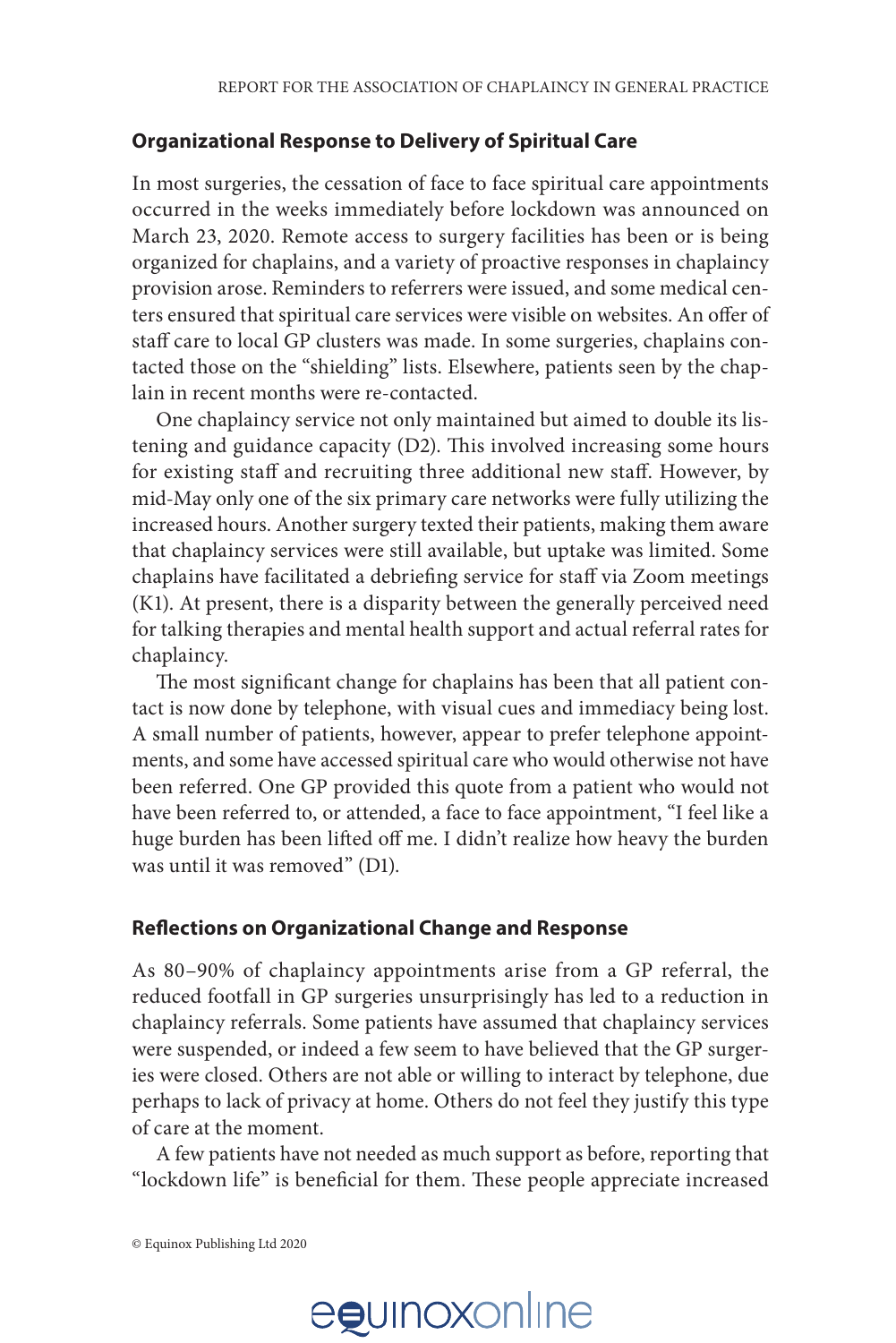## Organizational Response to Delivery of Spiritual Care

In most surgeries, the cessation of face to face spiritual care appointments occurred in the weeks immediately before lockdown was announced on March 23, 2020. Remote access to surgery facilities has been or is being organized for chaplains, and a variety of proactive responses in chaplaincy provision arose. Reminders to referrers were issued, and some medical centers ensured that spiritual care services were visible on websites. An offer of staff care to local GP clusters was made. In some surgeries, chaplains contacted those on the "shielding" lists. Elsewhere, patients seen by the chaplain in recent months were re-contacted.

One chaplaincy service not only maintained but aimed to double its listening and guidance capacity (D2). This involved increasing some hours for existing staff and recruiting three additional new staff. However, by mid-May only one of the six primary care networks were fully utilizing the increased hours. Another surgery texted their patients, making them aware that chaplaincy services were still available, but uptake was limited. Some chaplains have facilitated a debriefing service for staff via Zoom meetings (K1). At present, there is a disparity between the generally perceived need for talking therapies and mental health support and actual referral rates for chaplaincy.

The most significant change for chaplains has been that all patient contact is now done by telephone, with visual cues and immediacy being lost. A small number of patients, however, appear to prefer telephone appointments, and some have accessed spiritual care who would otherwise not have been referred. One GP provided this quote from a patient who would not have been referred to, or attended, a face to face appointment, "I feel like a huge burden has been lifted off me. I didn't realize how heavy the burden was until it was removed" (D1).

## Reflections on Organizational Change and Response

As 80–90% of chaplaincy appointments arise from a GP referral, the reduced footfall in GP surgeries unsurprisingly has led to a reduction in chaplaincy referrals. Some patients have assumed that chaplaincy services were suspended, or indeed a few seem to have believed that the GP surgeries were closed. Others are not able or willing to interact by telephone, due perhaps to lack of privacy at home. Others do not feel they justify this type of care at the moment.

A few patients have not needed as much support as before, reporting that "lockdown life" is beneficial for them. These people appreciate increased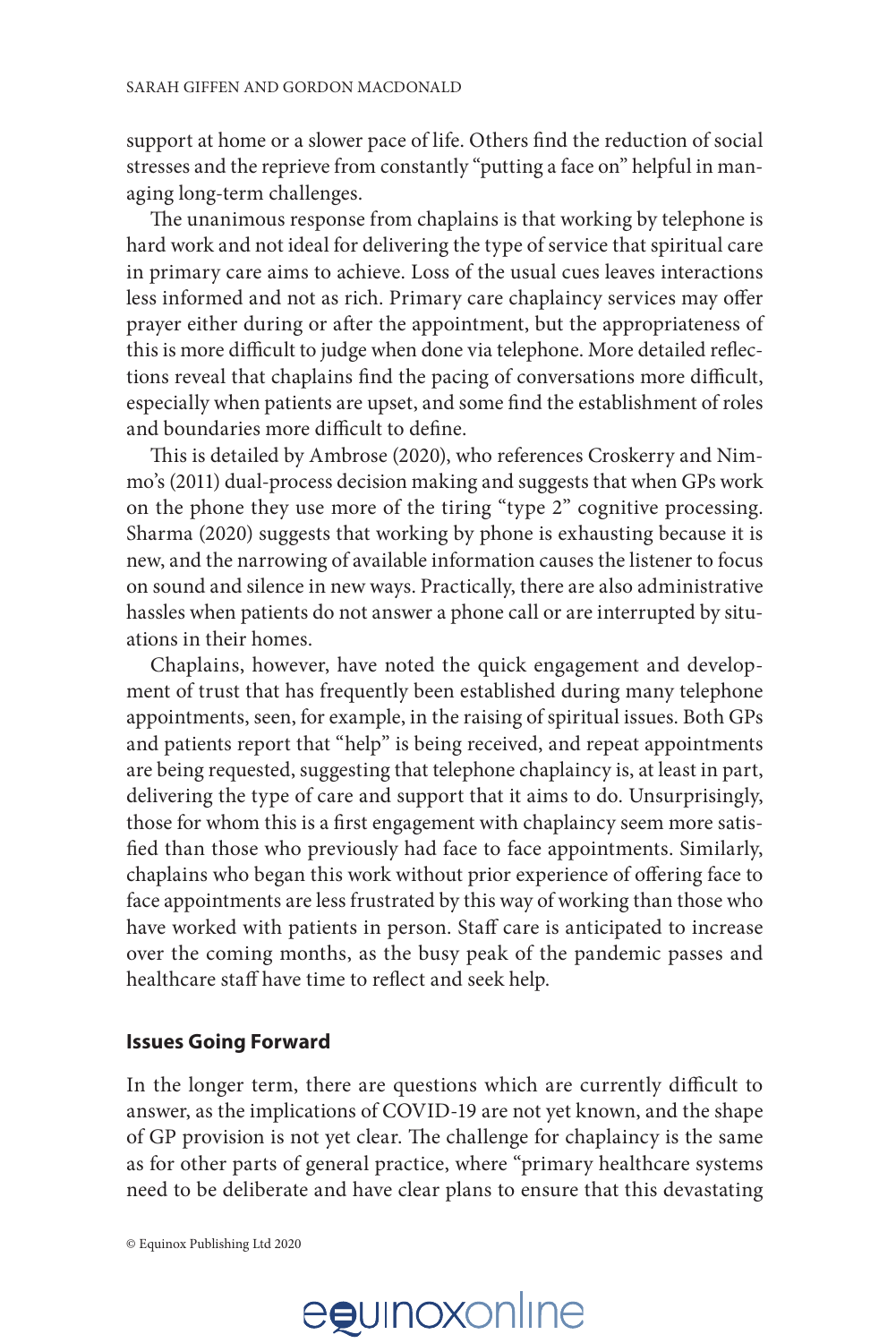support at home or a slower pace of life. Others find the reduction of social stresses and the reprieve from constantly "putting a face on" helpful in managing long-term challenges.

The unanimous response from chaplains is that working by telephone is hard work and not ideal for delivering the type of service that spiritual care in primary care aims to achieve. Loss of the usual cues leaves interactions less informed and not as rich. Primary care chaplaincy services may offer prayer either during or after the appointment, but the appropriateness of this is more difficult to judge when done via telephone. More detailed reflections reveal that chaplains find the pacing of conversations more difficult, especially when patients are upset, and some find the establishment of roles and boundaries more difficult to define.

This is detailed by Ambrose (2020), who references Croskerry and Nimmo's (2011) dual-process decision making and suggests that when GPs work on the phone they use more of the tiring "type 2" cognitive processing. Sharma (2020) suggests that working by phone is exhausting because it is new, and the narrowing of available information causes the listener to focus on sound and silence in new ways. Practically, there are also administrative hassles when patients do not answer a phone call or are interrupted by situations in their homes.

Chaplains, however, have noted the quick engagement and development of trust that has frequently been established during many telephone appointments, seen, for example, in the raising of spiritual issues. Both GPs and patients report that "help" is being received, and repeat appointments are being requested, suggesting that telephone chaplaincy is, at least in part, delivering the type of care and support that it aims to do. Unsurprisingly, those for whom this is a first engagement with chaplaincy seem more satisfied than those who previously had face to face appointments. Similarly, chaplains who began this work without prior experience of offering face to face appointments are less frustrated by this way of working than those who have worked with patients in person. Staff care is anticipated to increase over the coming months, as the busy peak of the pandemic passes and healthcare staff have time to reflect and seek help.

## Issues Going Forward

In the longer term, there are questions which are currently difficult to answer, as the implications of COVID-19 are not yet known, and the shape of GP provision is not yet clear. The challenge for chaplaincy is the same as for other parts of general practice, where "primary healthcare systems need to be deliberate and have clear plans to ensure that this devastating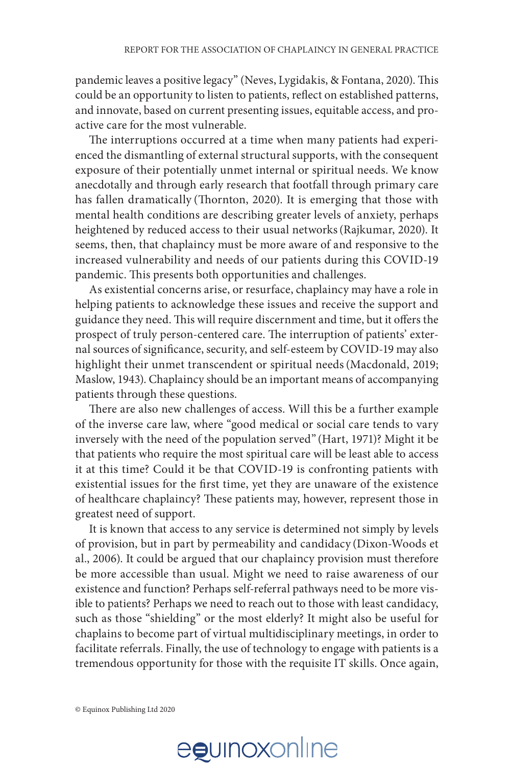pandemic leaves a positive legacy" (Neves, Lygidakis, & Fontana, 2020). This could be an opportunity to listen to patients, reflect on established patterns, and innovate, based on current presenting issues, equitable access, and proactive care for the most vulnerable.

The interruptions occurred at a time when many patients had experienced the dismantling of external structural supports, with the consequent exposure of their potentially unmet internal or spiritual needs. We know anecdotally and through early research that footfall through primary care has fallen dramatically (Thornton, 2020). It is emerging that those with mental health conditions are describing greater levels of anxiety, perhaps heightened by reduced access to their usual networks (Rajkumar, 2020). It seems, then, that chaplaincy must be more aware of and responsive to the increased vulnerability and needs of our patients during this COVID-19 pandemic. This presents both opportunities and challenges.

As existential concerns arise, or resurface, chaplaincy may have a role in helping patients to acknowledge these issues and receive the support and guidance they need. This will require discernment and time, but it offers the prospect of truly person-centered care. The interruption of patients' external sources of significance, security, and self-esteem by COVID-19 may also highlight their unmet transcendent or spiritual needs (Macdonald, 2019; Maslow, 1943). Chaplaincy should be an important means of accompanying patients through these questions.

There are also new challenges of access. Will this be a further example of the inverse care law, where "good medical or social care tends to vary inversely with the need of the population served" (Hart, 1971)? Might it be that patients who require the most spiritual care will be least able to access it at this time? Could it be that COVID-19 is confronting patients with existential issues for the first time, yet they are unaware of the existence of healthcare chaplaincy? These patients may, however, represent those in greatest need of support.

It is known that access to any service is determined not simply by levels of provision, but in part by permeability and candidacy (Dixon-Woods et al., 2006). It could be argued that our chaplaincy provision must therefore be more accessible than usual. Might we need to raise awareness of our existence and function? Perhaps self-referral pathways need to be more visible to patients? Perhaps we need to reach out to those with least candidacy, such as those "shielding" or the most elderly? It might also be useful for chaplains to become part of virtual multidisciplinary meetings, in order to facilitate referrals. Finally, the use of technology to engage with patients is a tremendous opportunity for those with the requisite IT skills. Once again,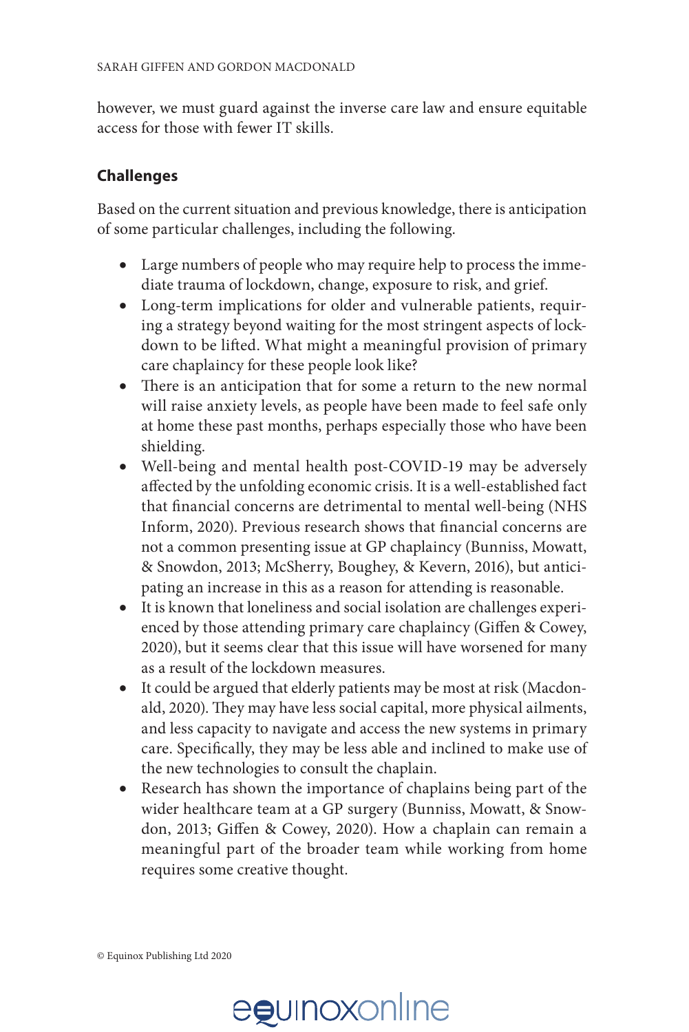however, we must guard against the inverse care law and ensure equitable access for those with fewer IT skills.

### Challenges

Based on the current situation and previous knowledge, there is anticipation of some particular challenges, including the following.

- Large numbers of people who may require help to process the immediate trauma of lockdown, change, exposure to risk, and grief.
- Long-term implications for older and vulnerable patients, requiring a strategy beyond waiting for the most stringent aspects of lockdown to be lifted. What might a meaningful provision of primary care chaplaincy for these people look like?
- There is an anticipation that for some a return to the new normal will raise anxiety levels, as people have been made to feel safe only at home these past months, perhaps especially those who have been shielding.
- Well-being and mental health post-COVID-19 may be adversely affected by the unfolding economic crisis. It is a well-established fact that financial concerns are detrimental to mental well-being (NHS Inform, 2020). Previous research shows that financial concerns are not a common presenting issue at GP chaplaincy (Bunniss, Mowatt, & Snowdon, 2013; McSherry, Boughey, & Kevern, 2016), but anticipating an increase in this as a reason for attending is reasonable.
- It is known that loneliness and social isolation are challenges experienced by those attending primary care chaplaincy (Giffen & Cowey, 2020), but it seems clear that this issue will have worsened for many as a result of the lockdown measures.
- It could be argued that elderly patients may be most at risk (Macdonald, 2020). They may have less social capital, more physical ailments, and less capacity to navigate and access the new systems in primary care. Specifically, they may be less able and inclined to make use of the new technologies to consult the chaplain.
- Research has shown the importance of chaplains being part of the wider healthcare team at a GP surgery (Bunniss, Mowatt, & Snowdon, 2013; Giffen & Cowey, 2020). How a chaplain can remain a meaningful part of the broader team while working from home requires some creative thought.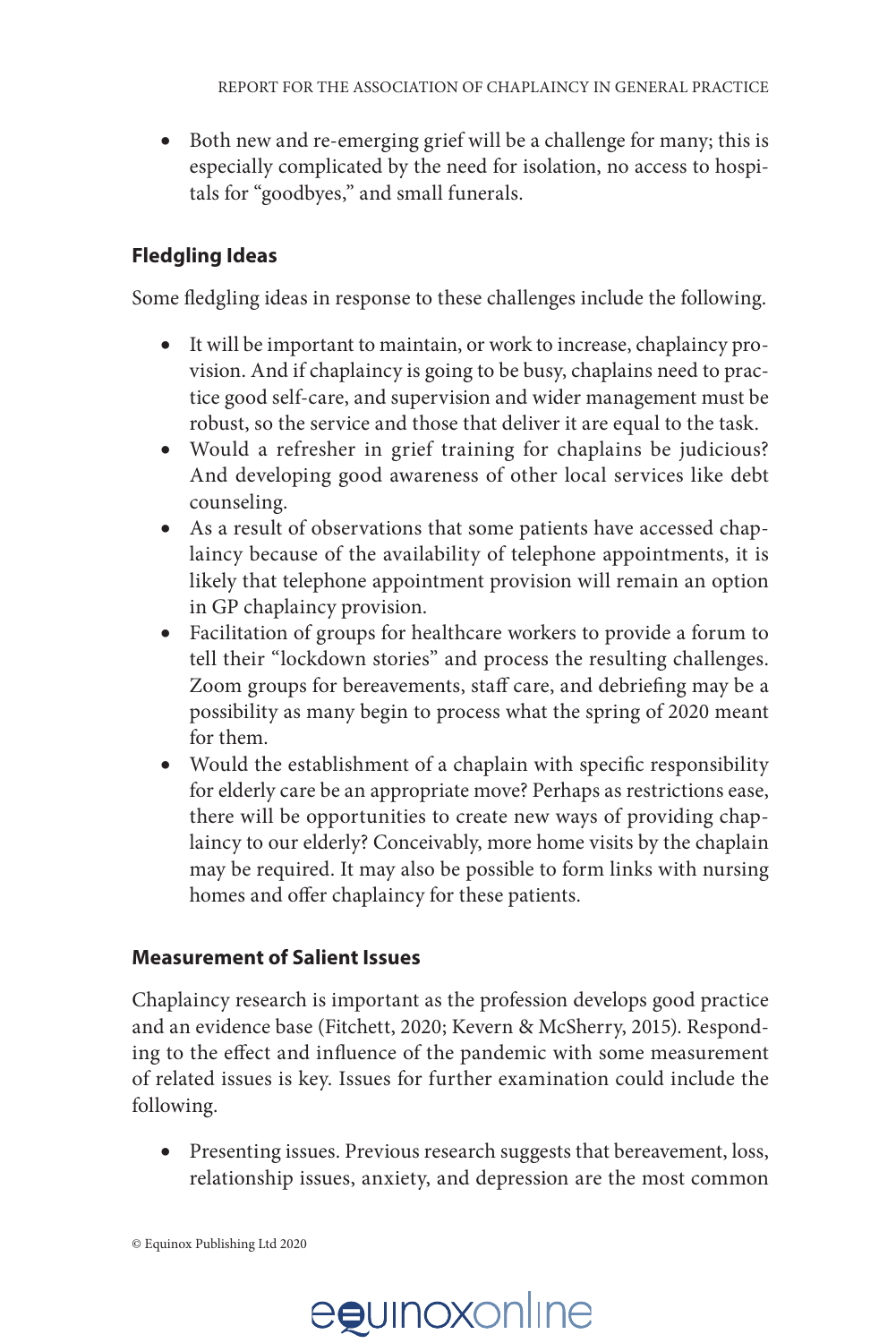- Both new and re-emerging grief will be a challenge for many; this is especially complicated by the need for isolation, no access to hospitals for "goodbyes," and small funerals.

### Fledgling Ideas

Some fledgling ideas in response to these challenges include the following.

- It will be important to maintain, or work to increase, chaplaincy provision. And if chaplaincy is going to be busy, chaplains need to practice good self-care, and supervision and wider management must be robust, so the service and those that deliver it are equal to the task.
- Would a refresher in grief training for chaplains be judicious? And developing good awareness of other local services like debt counseling.
- As a result of observations that some patients have accessed chaplaincy because of the availability of telephone appointments, it is likely that telephone appointment provision will remain an option in GP chaplaincy provision.
- Facilitation of groups for healthcare workers to provide a forum to tell their "lockdown stories" and process the resulting challenges. Zoom groups for bereavements, staff care, and debriefing may be a possibility as many begin to process what the spring of 2020 meant for them.
- Would the establishment of a chaplain with specific responsibility for elderly care be an appropriate move? Perhaps as restrictions ease, there will be opportunities to create new ways of providing chaplaincy to our elderly? Conceivably, more home visits by the chaplain may be required. It may also be possible to form links with nursing homes and offer chaplaincy for these patients.

### Measurement of Salient Issues

Chaplaincy research is important as the profession develops good practice and an evidence base (Fitchett, 2020; Kevern & McSherry, 2015). Responding to the effect and influence of the pandemic with some measurement of related issues is key. Issues for further examination could include the following.

- Presenting issues. Previous research suggests that bereavement, loss, relationship issues, anxiety, and depression are the most common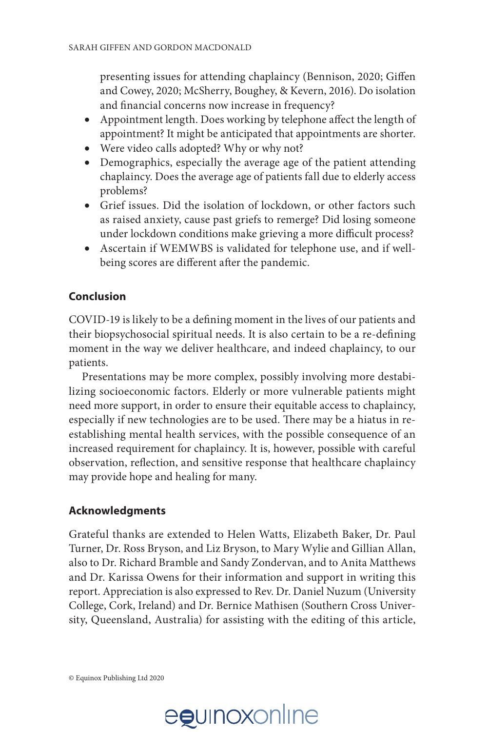presenting issues for attending chaplaincy (Bennison, 2020; Giffen and Cowey, 2020; McSherry, Boughey, & Kevern, 2016). Do isolation and financial concerns now increase in frequency?

- Appointment length. Does working by telephone affect the length of appointment? It might be anticipated that appointments are shorter.
- Were video calls adopted? Why or why not?
- Demographics, especially the average age of the patient attending chaplaincy. Does the average age of patients fall due to elderly access problems?
- Grief issues. Did the isolation of lockdown, or other factors such as raised anxiety, cause past griefs to remerge? Did losing someone under lockdown conditions make grieving a more difficult process?
- Ascertain if WEMWBS is validated for telephone use, and if well-being scores are different after the pandemic.

## Conclusion

COVID-19 is likely to be a defining moment in the lives of our patients and their biopsychosocial spiritual needs. It is also certain to be a re-defining moment in the way we deliver healthcare, and indeed chaplaincy, to our patients.

Presentations may be more complex, possibly involving more destabilizing socioeconomic factors. Elderly or more vulnerable patients might need more support, in order to ensure their equitable access to chaplaincy, especially if new technologies are to be used. There may be a hiatus in re-establishing mental health services, with the possible consequence of an increased requirement for chaplaincy. It is, however, possible with careful observation, reflection, and sensitive response that healthcare chaplaincy may provide hope and healing for many.

## Acknowledgments

Grateful thanks are extended to Helen Watts, Elizabeth Baker, Dr. Paul Turner, Dr. Ross Bryson, and Liz Bryson, to Mary Wylie and Gillian Allan, also to Dr. Richard Bramble and Sandy Zondervan, and to Anita Matthews and Dr. Karissa Owens for their information and support in writing this report. Appreciation is also expressed to Rev. Dr. Daniel Nuzum (University College, Cork, Ireland) and Dr. Bernice Mathisen (Southern Cross University, Queensland, Australia) for assisting with the editing of this article,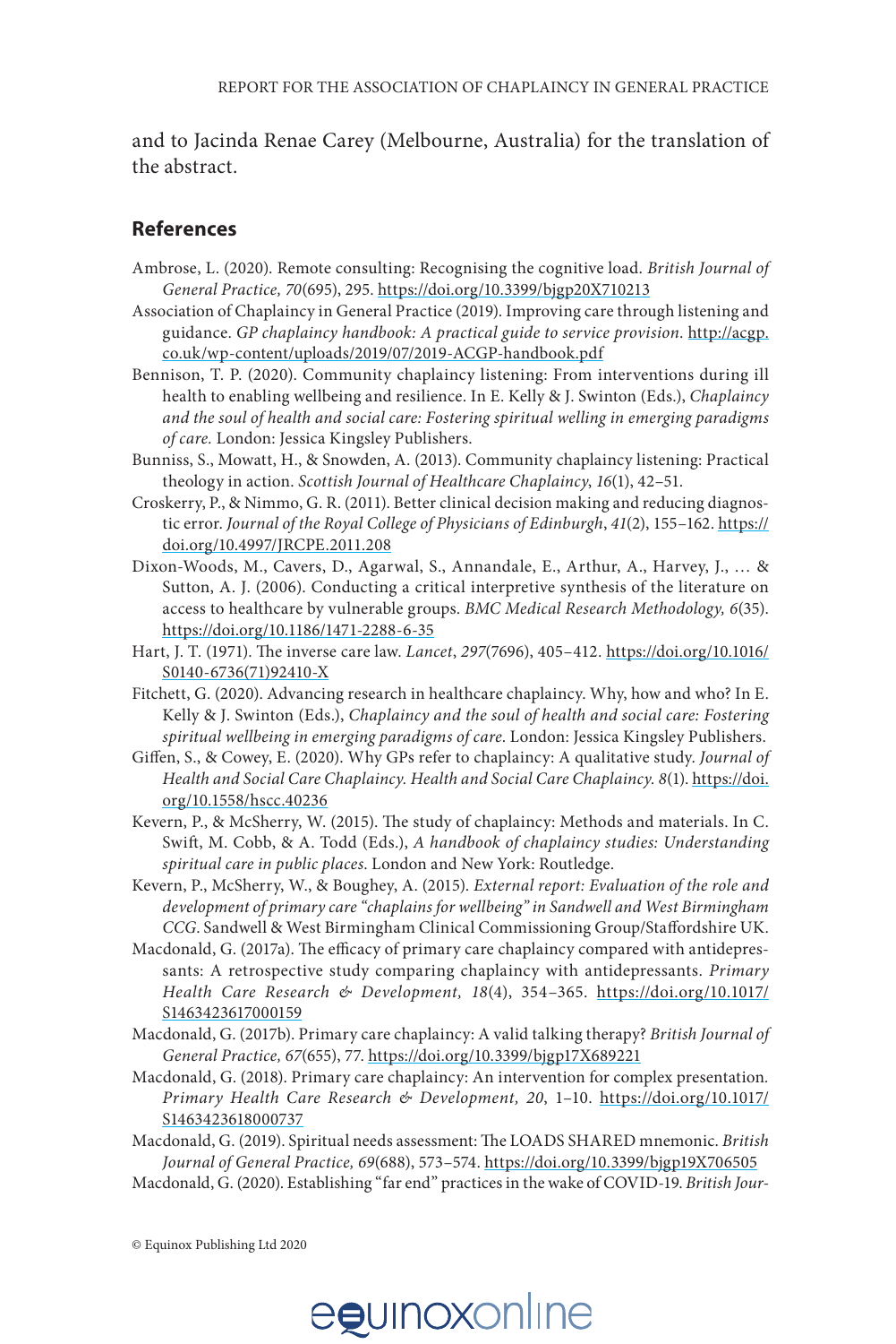and to Jacinda Renae Carey (Melbourne, Australia) for the translation of the abstract.

## References

Ambrose, L. (2020). Remote consulting: Recognising the cognitive load. *British Journal of General Practice, 70*(695), 295. https://doi.org/10.3399/bjgp20X710213

Association of Chaplaincy in General Practice (2019). Improving care through listening and guidance. *GP chaplaincy handbook: A practical guide to service provision*. http://acgp.co.uk/wp-content/uploads/2019/07/2019-ACGP-handbook.pdf

Bennison, T. P. (2020). Community chaplaincy listening: From interventions during ill health to enabling wellbeing and resilience. In E. Kelly & J. Swinton (Eds.), *Chaplaincy and the soul of health and social care: Fostering spiritual welling in emerging paradigms of care.* London: Jessica Kingsley Publishers.

Bunniss, S., Mowatt, H., & Snowden, A. (2013). Community chaplaincy listening: Practical theology in action. *Scottish Journal of Healthcare Chaplaincy*, *16*(1), 42–51.

Croskerry, P., & Nimmo, G. R. (2011). Better clinical decision making and reducing diagnostic error. *Journal of the Royal College of Physicians of Edinburgh*, *41*(2), 155–162. https://doi.org/10.4997/JRCPE.2011.208

Dixon-Woods, M., Cavers, D., Agarwal, S., Annandale, E., Arthur, A., Harvey, J., … & Sutton, A. J. (2006). Conducting a critical interpretive synthesis of the literature on access to healthcare by vulnerable groups. *BMC Medical Research Methodology, 6*(35). https://doi.org/10.1186/1471-2288-6-35

Hart, J. T. (1971). The inverse care law. *Lancet*, *297*(7696), 405–412. https://doi.org/10.1016/S0140-6736(71)92410-X

Fitchett, G. (2020). Advancing research in healthcare chaplaincy. Why, how and who? In E. Kelly & J. Swinton (Eds.), *Chaplaincy and the soul of health and social care: Fostering spiritual wellbeing in emerging paradigms of care*. London: Jessica Kingsley Publishers.

Giffen, S., & Cowey, E. (2020). Why GPs refer to chaplaincy: A qualitative study. *Journal of Health and Social Care Chaplaincy. Health and Social Care Chaplaincy. 8*(1). https://doi.org/10.1558/hscc.40236

Kevern, P., & McSherry, W. (2015). The study of chaplaincy: Methods and materials. In C. Swift, M. Cobb, & A. Todd (Eds.), *A handbook of chaplaincy studies: Understanding spiritual care in public places*. London and New York: Routledge.

Kevern, P., McSherry, W., & Boughey, A. (2015). *External report: Evaluation of the role and development of primary care "chaplains for wellbeing" in Sandwell and West Birmingham CCG*. Sandwell & West Birmingham Clinical Commissioning Group/Staffordshire UK.

Macdonald, G. (2017a). The efficacy of primary care chaplaincy compared with antidepressants: A retrospective study comparing chaplaincy with antidepressants. *Primary Health Care Research & Development, 18*(4), 354–365. https://doi.org/10.1017/S1463423617000159

Macdonald, G. (2017b). Primary care chaplaincy: A valid talking therapy? *British Journal of General Practice, 67*(655), 77. https://doi.org/10.3399/bjgp17X689221

Macdonald, G. (2018). Primary care chaplaincy: An intervention for complex presentation. *Primary Health Care Research & Development, 20*, 1–10. https://doi.org/10.1017/S1463423618000737

Macdonald, G. (2019). Spiritual needs assessment: The LOADS SHARED mnemonic. *British Journal of General Practice, 69*(688), 573–574. https://doi.org/10.3399/bjgp19X706505

Macdonald, G. (2020). Establishing "far end" practices in the wake of COVID-19. *British Jour-*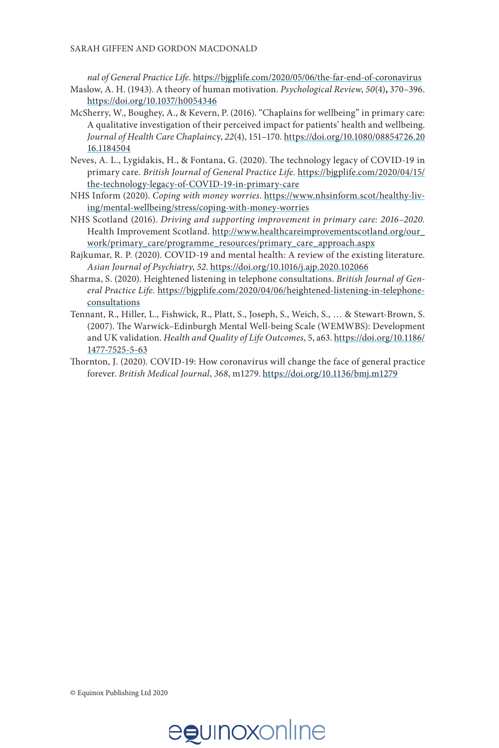*nal of General Practice Life*. https://bjgplife.com/2020/05/06/the-far-end-of-coronavirus

Maslow, A. H. (1943). A theory of human motivation. *Psychological Review*, *50*(4)**,** 370–396. https://doi.org/10.1037/h0054346

McSherry, W., Boughey, A., & Kevern, P. (2016). "Chaplains for wellbeing" in primary care: A qualitative investigation of their perceived impact for patients' health and wellbeing. *Journal of Health Care Chaplaincy*, *22*(4), 151–170. https://doi.org/10.1080/08854726.2016.1184504

Neves, A. L., Lygidakis, H., & Fontana, G. (2020). The technology legacy of COVID-19 in primary care. *British Journal of General Practice Life*. https://bjgplife.com/2020/04/15/the-technology-legacy-of-COVID-19-in-primary-care

NHS Inform (2020). *Coping with money worries*. https://www.nhsinform.scot/healthy-living/mental-wellbeing/stress/coping-with-money-worries

NHS Scotland (2016). *Driving and supporting improvement in primary care: 2016–2020.* Health Improvement Scotland. http://www.healthcareimprovementscotland.org/our_work/primary_care/programme_resources/primary_care_approach.aspx

Rajkumar, R. P. (2020). COVID-19 and mental health: A review of the existing literature. *Asian Journal of Psychiatry*, *52*. https://doi.org/10.1016/j.ajp.2020.102066

Sharma, S. (2020). Heightened listening in telephone consultations. *British Journal of General Practice Life.* https://bjgplife.com/2020/04/06/heightened-listening-in-telephone-consultations

Tennant, R., Hiller, L., Fishwick, R., Platt, S., Joseph, S., Weich, S., … & Stewart-Brown, S. (2007). The Warwick–Edinburgh Mental Well-being Scale (WEMWBS): Development and UK validation. *Health and Quality of Life Outcomes*, 5, a63. https://doi.org/10.1186/1477-7525-5-63

Thornton, J. (2020). COVID-19: How coronavirus will change the face of general practice forever. *British Medical Journal*, *368*, m1279. https://doi.org/10.1136/bmj.m1279